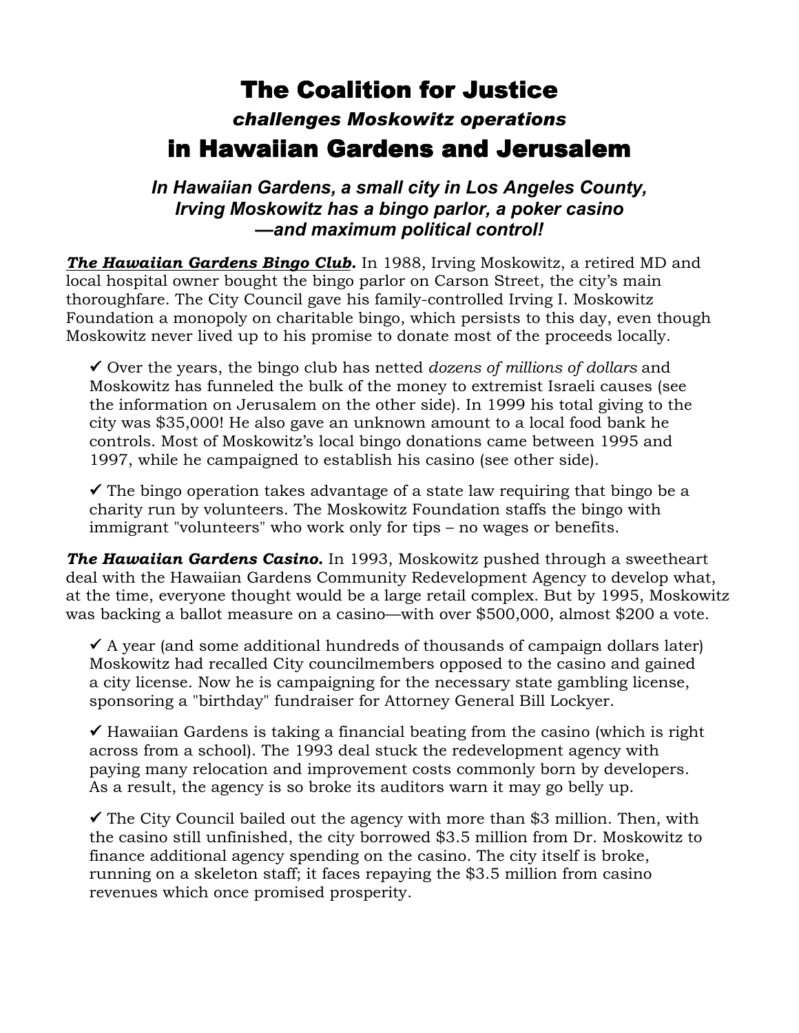# The Coalition for Justice

### *challenges Moskowitz operations*

# in Hawaiian Gardens and Jerusalem

### *In Hawaiian Gardens, a small city in Los Angeles County, Irving Moskowitz has a bingo parlor, a poker casino —and maximum political control!*

***The Hawaiian Gardens Bingo Club.*** In 1988, Irving Moskowitz, a retired MD and local hospital owner bought the bingo parlor on Carson Street, the city's main thoroughfare. The City Council gave his family-controlled Irving I. Moskowitz Foundation a monopoly on charitable bingo, which persists to this day, even though Moskowitz never lived up to his promise to donate most of the proceeds locally.

✓ Over the years, the bingo club has netted *dozens of millions of dollars* and Moskowitz has funneled the bulk of the money to extremist Israeli causes (see the information on Jerusalem on the other side). In 1999 his total giving to the city was $35,000! He also gave an unknown amount to a local food bank he controls. Most of Moskowitz's local bingo donations came between 1995 and 1997, while he campaigned to establish his casino (see other side).

✓ The bingo operation takes advantage of a state law requiring that bingo be a charity run by volunteers. The Moskowitz Foundation staffs the bingo with immigrant "volunteers" who work only for tips – no wages or benefits.

***The Hawaiian Gardens Casino.*** In 1993, Moskowitz pushed through a sweetheart deal with the Hawaiian Gardens Community Redevelopment Agency to develop what, at the time, everyone thought would be a large retail complex. But by 1995, Moskowitz was backing a ballot measure on a casino—with over $500,000, almost $200 a vote.

✓ A year (and some additional hundreds of thousands of campaign dollars later) Moskowitz had recalled City councilmembers opposed to the casino and gained a city license. Now he is campaigning for the necessary state gambling license, sponsoring a "birthday" fundraiser for Attorney General Bill Lockyer.

✓ Hawaiian Gardens is taking a financial beating from the casino (which is right across from a school). The 1993 deal stuck the redevelopment agency with paying many relocation and improvement costs commonly born by developers. As a result, the agency is so broke its auditors warn it may go belly up.

✓ The City Council bailed out the agency with more than $3 million. Then, with the casino still unfinished, the city borrowed $3.5 million from Dr. Moskowitz to finance additional agency spending on the casino. The city itself is broke, running on a skeleton staff; it faces repaying the $3.5 million from casino revenues which once promised prosperity.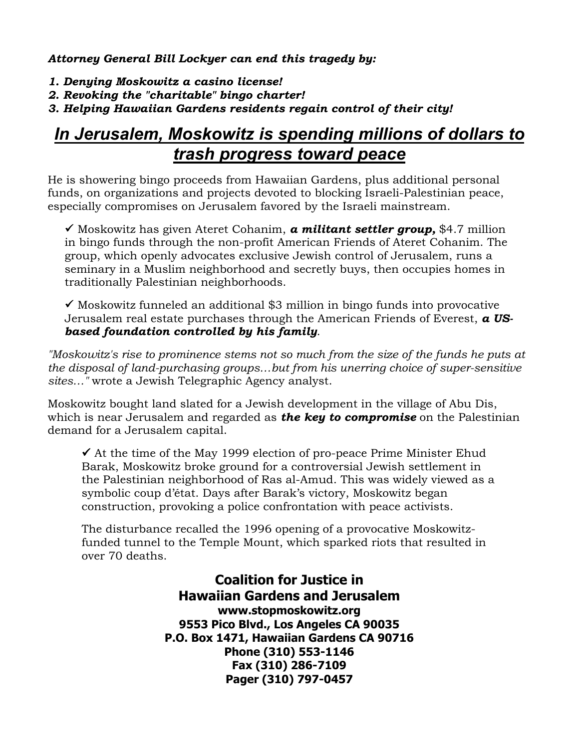***Attorney General Bill Lockyer can end this tragedy by:***

***1. Denying Moskowitz a casino license!***
***2. Revoking the "charitable" bingo charter!***
***3. Helping Hawaiian Gardens residents regain control of their city!***

# ***In Jerusalem, Moskowitz is spending millions of dollars to trash progress toward peace***

He is showering bingo proceeds from Hawaiian Gardens, plus additional personal funds, on organizations and projects devoted to blocking Israeli-Palestinian peace, especially compromises on Jerusalem favored by the Israeli mainstream.

> ✓ Moskowitz has given Ateret Cohanim, ***a militant settler group,*** $4.7 million in bingo funds through the non-profit American Friends of Ateret Cohanim. The group, which openly advocates exclusive Jewish control of Jerusalem, runs a seminary in a Muslim neighborhood and secretly buys, then occupies homes in traditionally Palestinian neighborhoods.
>
> ✓ Moskowitz funneled an additional $3 million in bingo funds into provocative Jerusalem real estate purchases through the American Friends of Everest, ***a US-based foundation controlled by his family***.

*"Moskowitz's rise to prominence stems not so much from the size of the funds he puts at the disposal of land-purchasing groups…but from his unerring choice of super-sensitive sites…"* wrote a Jewish Telegraphic Agency analyst.

Moskowitz bought land slated for a Jewish development in the village of Abu Dis, which is near Jerusalem and regarded as ***the key to compromise*** on the Palestinian demand for a Jerusalem capital.

> ✓ At the time of the May 1999 election of pro-peace Prime Minister Ehud Barak, Moskowitz broke ground for a controversial Jewish settlement in the Palestinian neighborhood of Ras al-Amud. This was widely viewed as a symbolic coup d'état. Days after Barak's victory, Moskowitz began construction, provoking a police confrontation with peace activists.
>
> The disturbance recalled the 1996 opening of a provocative Moskowitz-funded tunnel to the Temple Mount, which sparked riots that resulted in over 70 deaths.

**Coalition for Justice in**
**Hawaiian Gardens and Jerusalem**
**www.stopmoskowitz.org**
**9553 Pico Blvd., Los Angeles CA 90035**
**P.O. Box 1471, Hawaiian Gardens CA 90716**
**Phone (310) 553-1146**
**Fax (310) 286-7109**
**Pager (310) 797-0457**